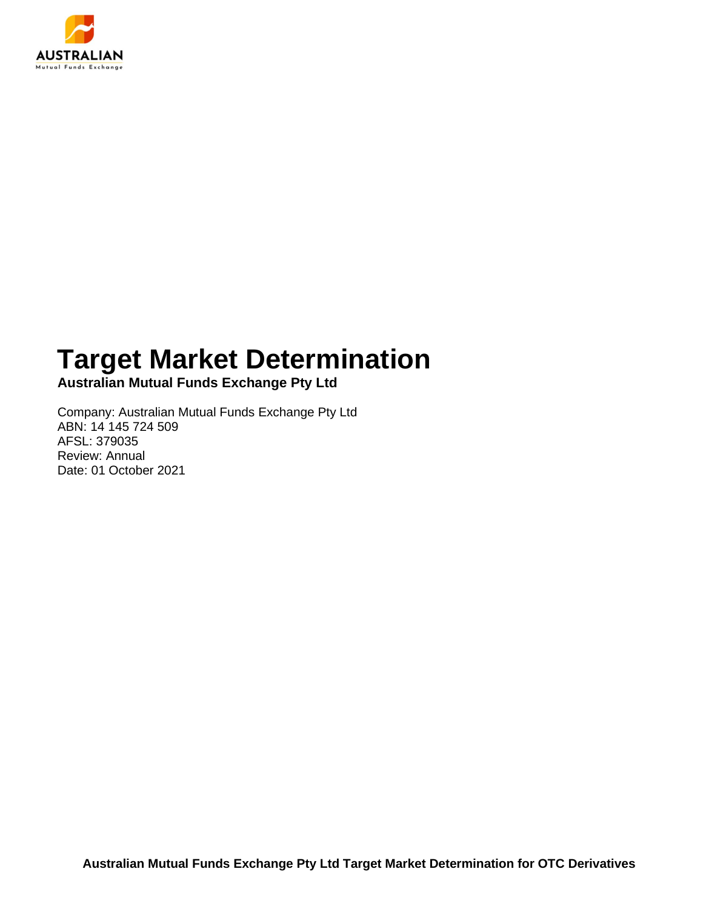AUSTRALIAN
Mutual Funds Exchange

# Target Market Determination

**Australian Mutual Funds Exchange Pty Ltd**

Company: Australian Mutual Funds Exchange Pty Ltd
ABN: 14 145 724 509
AFSL: 379035
Review: Annual
Date: 01 October 2021

**Australian Mutual Funds Exchange Pty Ltd Target Market Determination for OTC Derivatives**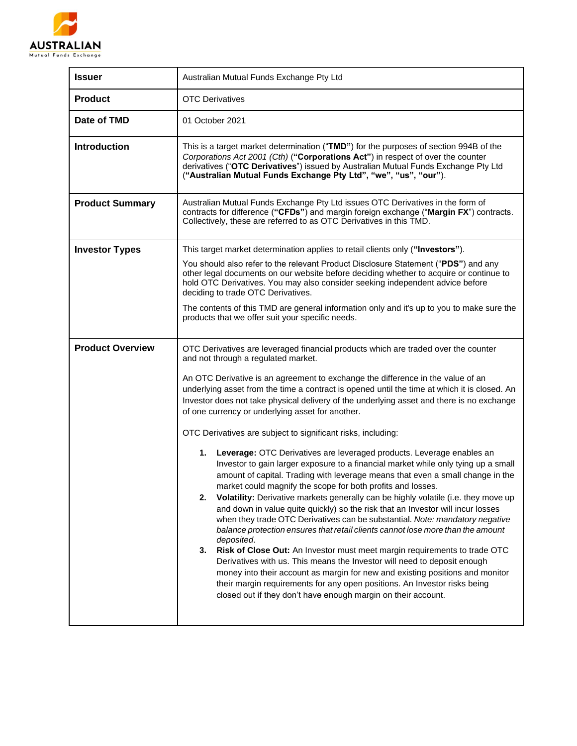| | |
|---|---|
| **Issuer** | Australian Mutual Funds Exchange Pty Ltd |
| **Product** | OTC Derivatives |
| **Date of TMD** | 01 October 2021 |
| **Introduction** | This is a target market determination ("**TMD"**) for the purposes of section 994B of the *Corporations Act 2001 (Cth)* (**"Corporations Act"**) in respect of over the counter derivatives ("**OTC Derivatives**") issued by Australian Mutual Funds Exchange Pty Ltd (**"Australian Mutual Funds Exchange Pty Ltd", "we", "us", "our"**). |
| **Product Summary** | Australian Mutual Funds Exchange Pty Ltd issues OTC Derivatives in the form of contracts for difference (**"CFDs"**) and margin foreign exchange ("**Margin FX**") contracts. Collectively, these are referred to as OTC Derivatives in this TMD. |
| **Investor Types** | This target market determination applies to retail clients only (**"Investors"**).<br><br>You should also refer to the relevant Product Disclosure Statement ("**PDS**") and any other legal documents on our website before deciding whether to acquire or continue to hold OTC Derivatives. You may also consider seeking independent advice before deciding to trade OTC Derivatives.<br><br>The contents of this TMD are general information only and it's up to you to make sure the products that we offer suit your specific needs. |
| **Product Overview** | OTC Derivatives are leveraged financial products which are traded over the counter and not through a regulated market.<br><br>An OTC Derivative is an agreement to exchange the difference in the value of an underlying asset from the time a contract is opened until the time at which it is closed. An Investor does not take physical delivery of the underlying asset and there is no exchange of one currency or underlying asset for another.<br><br>OTC Derivatives are subject to significant risks, including:<br><br>**1. Leverage:** OTC Derivatives are leveraged products. Leverage enables an Investor to gain larger exposure to a financial market while only tying up a small amount of capital. Trading with leverage means that even a small change in the market could magnify the scope for both profits and losses.<br>**2. Volatility:** Derivative markets generally can be highly volatile (i.e. they move up and down in value quite quickly) so the risk that an Investor will incur losses when they trade OTC Derivatives can be substantial. *Note: mandatory negative balance protection ensures that retail clients cannot lose more than the amount deposited.*<br>**3. Risk of Close Out:** An Investor must meet margin requirements to trade OTC Derivatives with us. This means the Investor will need to deposit enough money into their account as margin for new and existing positions and monitor their margin requirements for any open positions. An Investor risks being closed out if they don't have enough margin on their account. |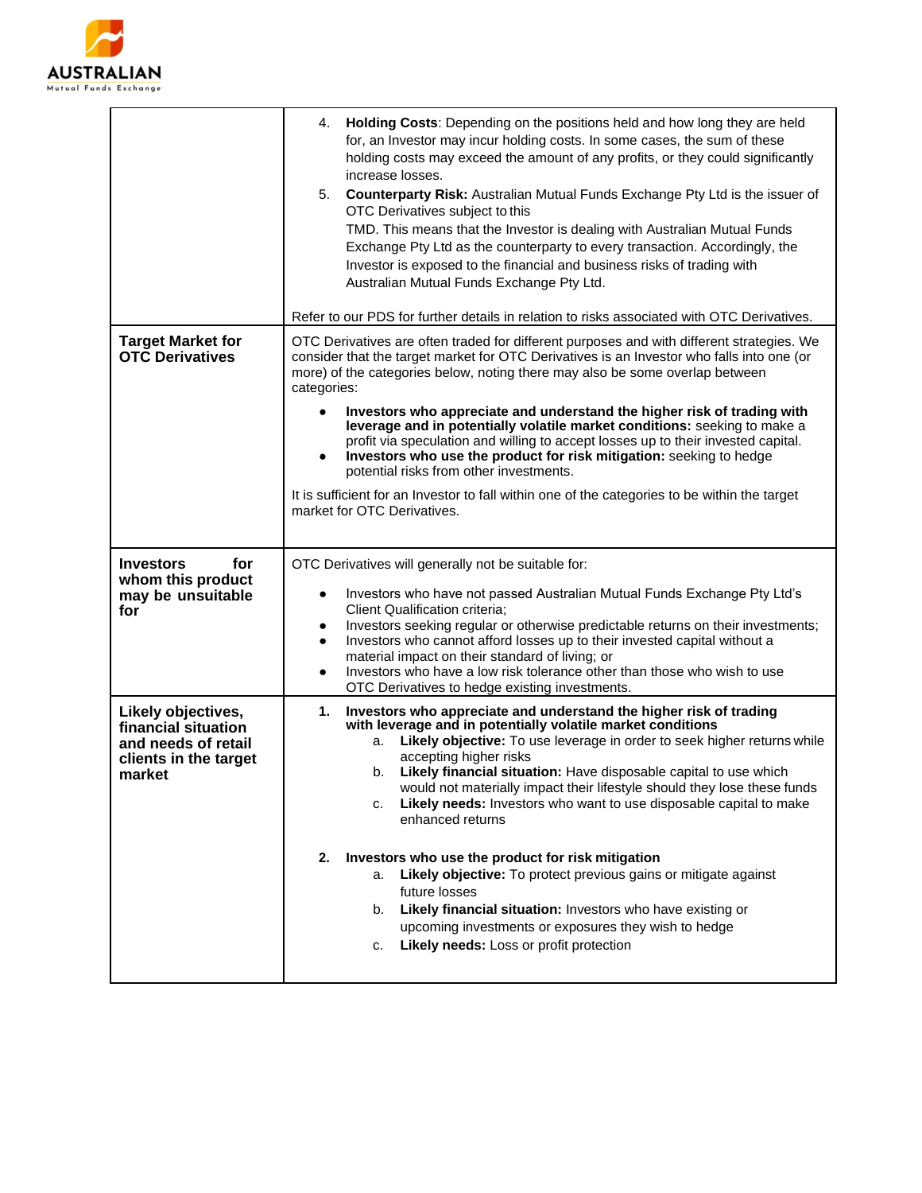| | |
|---|---|
| | 4. **Holding Costs**: Depending on the positions held and how long they are held for, an Investor may incur holding costs. In some cases, the sum of these holding costs may exceed the amount of any profits, or they could significantly increase losses.<br>5. **Counterparty Risk:** Australian Mutual Funds Exchange Pty Ltd is the issuer of OTC Derivatives subject to this TMD. This means that the Investor is dealing with Australian Mutual Funds Exchange Pty Ltd as the counterparty to every transaction. Accordingly, the Investor is exposed to the financial and business risks of trading with Australian Mutual Funds Exchange Pty Ltd.<br><br>Refer to our PDS for further details in relation to risks associated with OTC Derivatives. |
| **Target Market for OTC Derivatives** | OTC Derivatives are often traded for different purposes and with different strategies. We consider that the target market for OTC Derivatives is an Investor who falls into one (or more) of the categories below, noting there may also be some overlap between categories:<br><br>• **Investors who appreciate and understand the higher risk of trading with leverage and in potentially volatile market conditions:** seeking to make a profit via speculation and willing to accept losses up to their invested capital.<br>• **Investors who use the product for risk mitigation:** seeking to hedge potential risks from other investments.<br><br>It is sufficient for an Investor to fall within one of the categories to be within the target market for OTC Derivatives. |
| **Investors for whom this product may be unsuitable for** | OTC Derivatives will generally not be suitable for:<br><br>• Investors who have not passed Australian Mutual Funds Exchange Pty Ltd's Client Qualification criteria;<br>• Investors seeking regular or otherwise predictable returns on their investments;<br>• Investors who cannot afford losses up to their invested capital without a material impact on their standard of living; or<br>• Investors who have a low risk tolerance other than those who wish to use OTC Derivatives to hedge existing investments. |
| **Likely objectives, financial situation and needs of retail clients in the target market** | **1. Investors who appreciate and understand the higher risk of trading with leverage and in potentially volatile market conditions**<br>a. **Likely objective:** To use leverage in order to seek higher returns while accepting higher risks<br>b. **Likely financial situation:** Have disposable capital to use which would not materially impact their lifestyle should they lose these funds<br>c. **Likely needs:** Investors who want to use disposable capital to make enhanced returns<br><br>**2. Investors who use the product for risk mitigation**<br>a. **Likely objective:** To protect previous gains or mitigate against future losses<br>b. **Likely financial situation:** Investors who have existing or upcoming investments or exposures they wish to hedge<br>c. **Likely needs:** Loss or profit protection |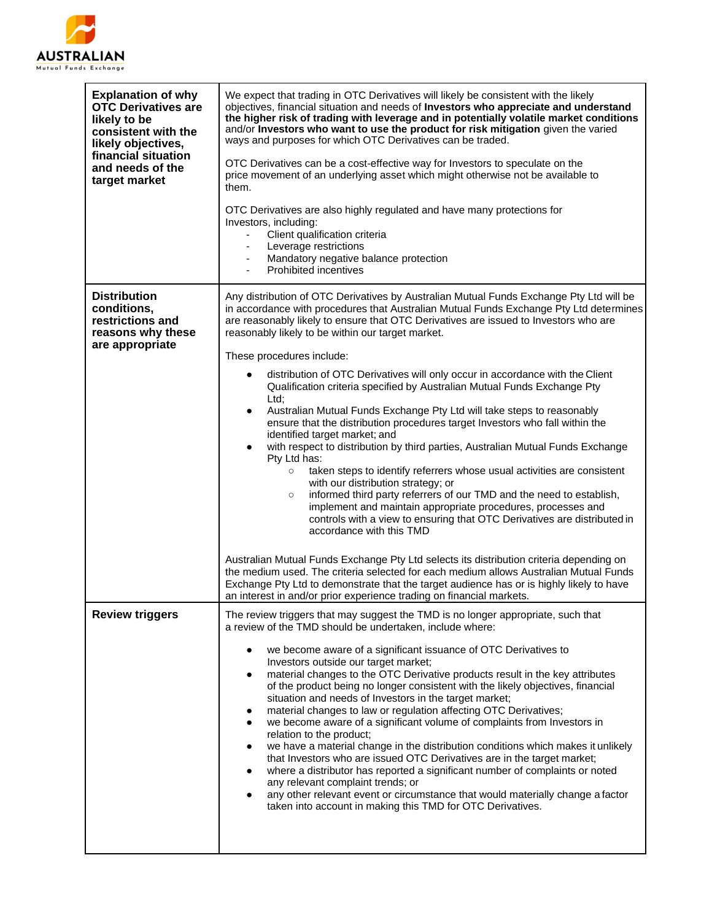| | |
|---|---|
| **Explanation of why OTC Derivatives are likely to be consistent with the likely objectives, financial situation and needs of the target market** | We expect that trading in OTC Derivatives will likely be consistent with the likely objectives, financial situation and needs of **Investors who appreciate and understand the higher risk of trading with leverage and in potentially volatile market conditions** and/or **Investors who want to use the product for risk mitigation** given the varied ways and purposes for which OTC Derivatives can be traded.<br><br>OTC Derivatives can be a cost-effective way for Investors to speculate on the price movement of an underlying asset which might otherwise not be available to them.<br><br>OTC Derivatives are also highly regulated and have many protections for Investors, including:<br>- Client qualification criteria<br>- Leverage restrictions<br>- Mandatory negative balance protection<br>- Prohibited incentives |
| **Distribution conditions, restrictions and reasons why these are appropriate** | Any distribution of OTC Derivatives by Australian Mutual Funds Exchange Pty Ltd will be in accordance with procedures that Australian Mutual Funds Exchange Pty Ltd determines are reasonably likely to ensure that OTC Derivatives are issued to Investors who are reasonably likely to be within our target market.<br><br>These procedures include:<br>• distribution of OTC Derivatives will only occur in accordance with the Client Qualification criteria specified by Australian Mutual Funds Exchange Pty Ltd;<br>• Australian Mutual Funds Exchange Pty Ltd will take steps to reasonably ensure that the distribution procedures target Investors who fall within the identified target market; and<br>• with respect to distribution by third parties, Australian Mutual Funds Exchange Pty Ltd has:<br>&nbsp;&nbsp;&nbsp;&nbsp;○ taken steps to identify referrers whose usual activities are consistent with our distribution strategy; or<br>&nbsp;&nbsp;&nbsp;&nbsp;○ informed third party referrers of our TMD and the need to establish, implement and maintain appropriate procedures, processes and controls with a view to ensuring that OTC Derivatives are distributed in accordance with this TMD<br><br>Australian Mutual Funds Exchange Pty Ltd selects its distribution criteria depending on the medium used. The criteria selected for each medium allows Australian Mutual Funds Exchange Pty Ltd to demonstrate that the target audience has or is highly likely to have an interest in and/or prior experience trading on financial markets. |
| **Review triggers** | The review triggers that may suggest the TMD is no longer appropriate, such that a review of the TMD should be undertaken, include where:<br><br>• we become aware of a significant issuance of OTC Derivatives to Investors outside our target market;<br>• material changes to the OTC Derivative products result in the key attributes of the product being no longer consistent with the likely objectives, financial situation and needs of Investors in the target market;<br>• material changes to law or regulation affecting OTC Derivatives;<br>• we become aware of a significant volume of complaints from Investors in relation to the product;<br>• we have a material change in the distribution conditions which makes it unlikely that Investors who are issued OTC Derivatives are in the target market;<br>• where a distributor has reported a significant number of complaints or noted any relevant complaint trends; or<br>• any other relevant event or circumstance that would materially change a factor taken into account in making this TMD for OTC Derivatives. |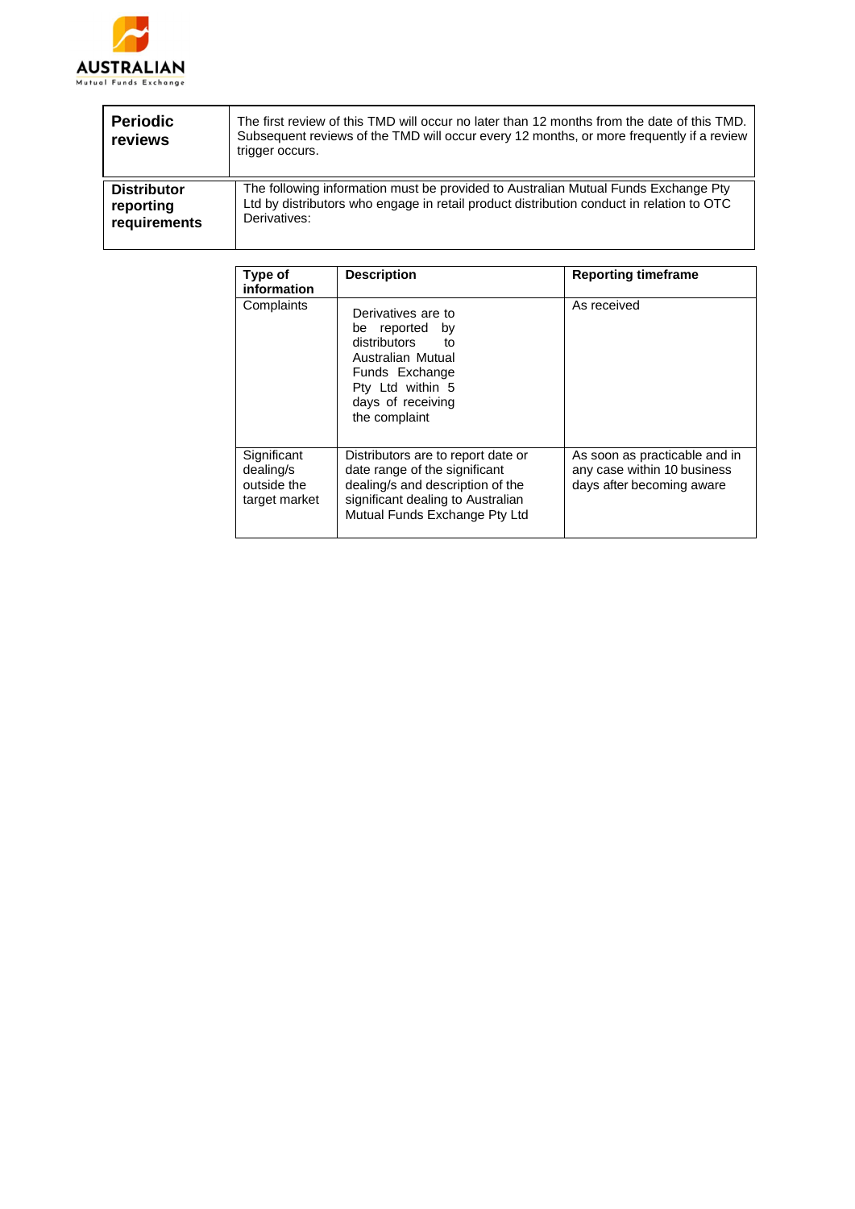| | |
|---|---|
| **Periodic reviews** | The first review of this TMD will occur no later than 12 months from the date of this TMD. Subsequent reviews of the TMD will occur every 12 months, or more frequently if a review trigger occurs. |

| | |
|---|---|
| **Distributor reporting requirements** | The following information must be provided to Australian Mutual Funds Exchange Pty Ltd by distributors who engage in retail product distribution conduct in relation to OTC Derivatives: |

| Type of information | Description | Reporting timeframe |
|---|---|---|
| Complaints | Derivatives are to be reported by distributors to Australian Mutual Funds Exchange Pty Ltd within 5 days of receiving the complaint | As received |
| Significant dealing/s outside the target market | Distributors are to report date or date range of the significant dealing/s and description of the significant dealing to Australian Mutual Funds Exchange Pty Ltd | As soon as practicable and in any case within 10 business days after becoming aware |